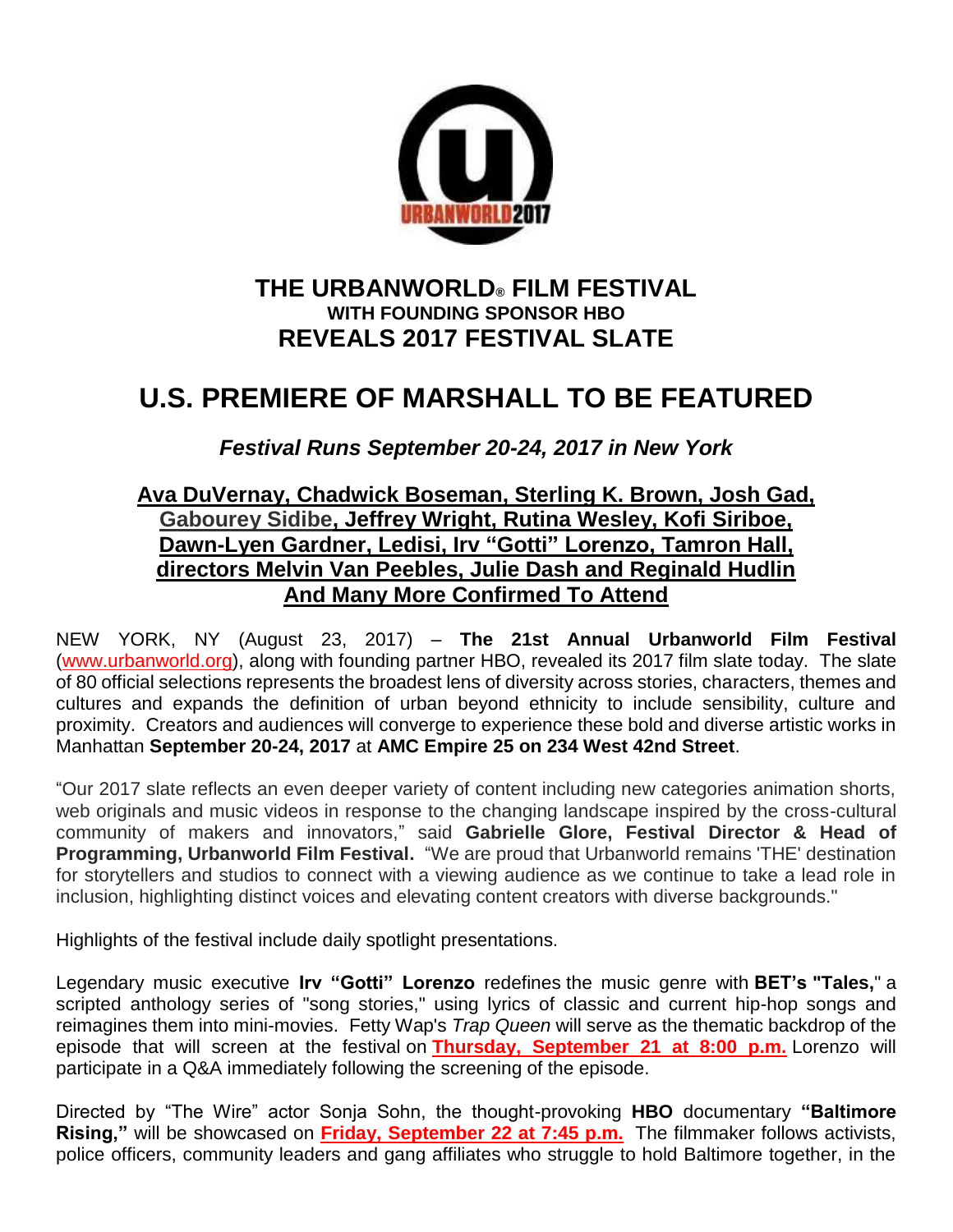# THE URBANWORLD® FILM FESTIVAL
### WITH FOUNDING SPONSOR HBO
## REVEALS 2017 FESTIVAL SLATE

# U.S. PREMIERE OF MARSHALL TO BE FEATURED

***Festival Runs September 20-24, 2017 in New York***

**Ava DuVernay, Chadwick Boseman, Sterling K. Brown, Josh Gad, Gabourey Sidibe, Jeffrey Wright, Rutina Wesley, Kofi Siriboe, Dawn-Lyen Gardner, Ledisi, Irv "Gotti" Lorenzo, Tamron Hall, directors Melvin Van Peebles, Julie Dash and Reginald Hudlin And Many More Confirmed To Attend**

NEW YORK, NY (August 23, 2017) – **The 21st Annual Urbanworld Film Festival** (www.urbanworld.org), along with founding partner HBO, revealed its 2017 film slate today. The slate of 80 official selections represents the broadest lens of diversity across stories, characters, themes and cultures and expands the definition of urban beyond ethnicity to include sensibility, culture and proximity. Creators and audiences will converge to experience these bold and diverse artistic works in Manhattan **September 20-24, 2017** at **AMC Empire 25 on 234 West 42nd Street**.

"Our 2017 slate reflects an even deeper variety of content including new categories animation shorts, web originals and music videos in response to the changing landscape inspired by the cross-cultural community of makers and innovators," said **Gabrielle Glore, Festival Director & Head of Programming, Urbanworld Film Festival.** "We are proud that Urbanworld remains 'THE' destination for storytellers and studios to connect with a viewing audience as we continue to take a lead role in inclusion, highlighting distinct voices and elevating content creators with diverse backgrounds."

Highlights of the festival include daily spotlight presentations.

Legendary music executive **Irv "Gotti" Lorenzo** redefines the music genre with **BET's "Tales,"** a scripted anthology series of "song stories," using lyrics of classic and current hip-hop songs and reimagines them into mini-movies. Fetty Wap's *Trap Queen* will serve as the thematic backdrop of the episode that will screen at the festival on **Thursday, September 21 at 8:00 p.m.** Lorenzo will participate in a Q&A immediately following the screening of the episode.

Directed by "The Wire" actor Sonja Sohn, the thought-provoking **HBO** documentary **"Baltimore Rising,"** will be showcased on **Friday, September 22 at 7:45 p.m.** The filmmaker follows activists, police officers, community leaders and gang affiliates who struggle to hold Baltimore together, in the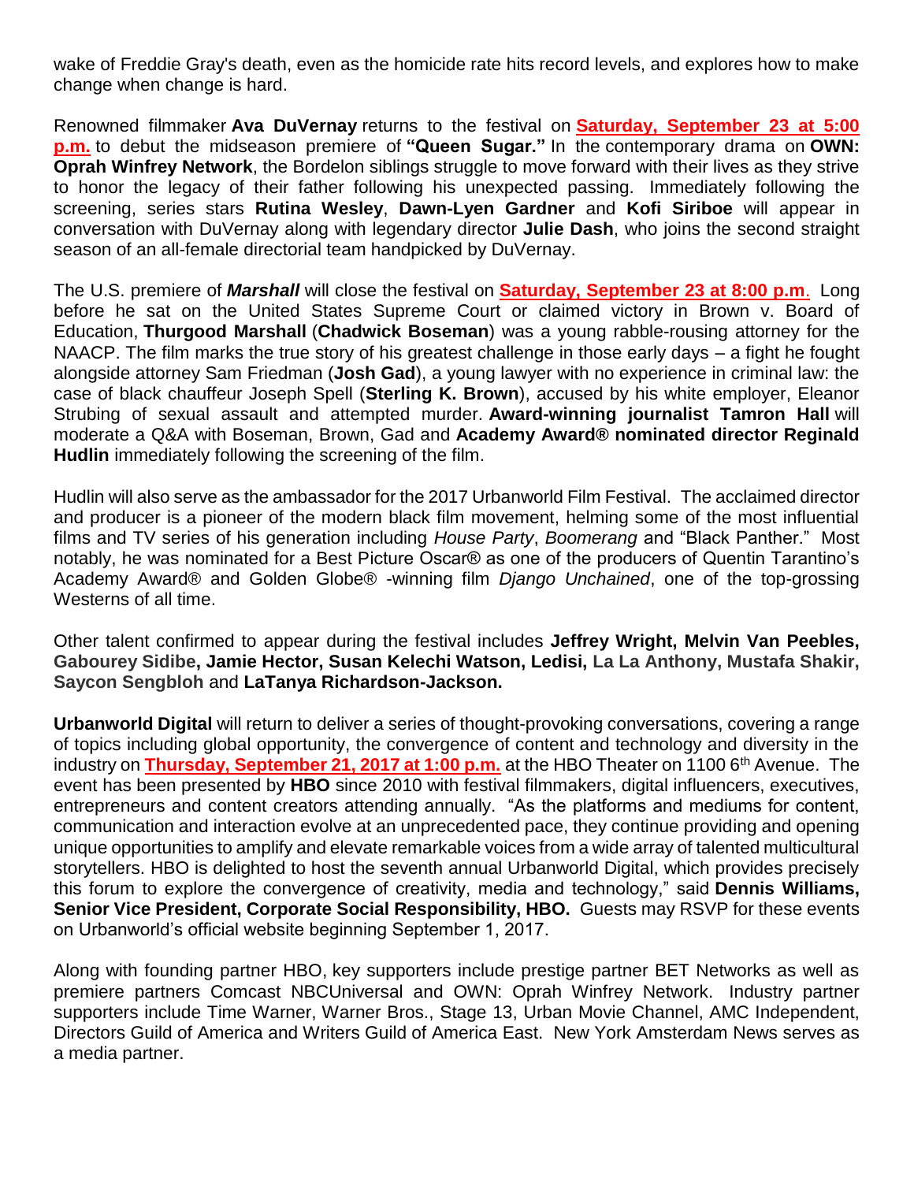wake of Freddie Gray's death, even as the homicide rate hits record levels, and explores how to make change when change is hard.

Renowned filmmaker **Ava DuVernay** returns to the festival on **Saturday, September 23 at 5:00 p.m.** to debut the midseason premiere of **"Queen Sugar."** In the contemporary drama on **OWN: Oprah Winfrey Network**, the Bordelon siblings struggle to move forward with their lives as they strive to honor the legacy of their father following his unexpected passing. Immediately following the screening, series stars **Rutina Wesley**, **Dawn-Lyen Gardner** and **Kofi Siriboe** will appear in conversation with DuVernay along with legendary director **Julie Dash**, who joins the second straight season of an all-female directorial team handpicked by DuVernay.

The U.S. premiere of ***Marshall*** will close the festival on **Saturday, September 23 at 8:00 p.m**. Long before he sat on the United States Supreme Court or claimed victory in Brown v. Board of Education, **Thurgood Marshall** (**Chadwick Boseman**) was a young rabble-rousing attorney for the NAACP. The film marks the true story of his greatest challenge in those early days – a fight he fought alongside attorney Sam Friedman (**Josh Gad**), a young lawyer with no experience in criminal law: the case of black chauffeur Joseph Spell (**Sterling K. Brown**), accused by his white employer, Eleanor Strubing of sexual assault and attempted murder. **Award-winning journalist Tamron Hall** will moderate a Q&A with Boseman, Brown, Gad and **Academy Award® nominated director Reginald Hudlin** immediately following the screening of the film.

Hudlin will also serve as the ambassador for the 2017 Urbanworld Film Festival. The acclaimed director and producer is a pioneer of the modern black film movement, helming some of the most influential films and TV series of his generation including *House Party*, *Boomerang* and "Black Panther." Most notably, he was nominated for a Best Picture Oscar® as one of the producers of Quentin Tarantino's Academy Award® and Golden Globe® -winning film *Django Unchained*, one of the top-grossing Westerns of all time.

Other talent confirmed to appear during the festival includes **Jeffrey Wright, Melvin Van Peebles, Gabourey Sidibe, Jamie Hector, Susan Kelechi Watson, Ledisi, La La Anthony, Mustafa Shakir, Saycon Sengbloh** and **LaTanya Richardson-Jackson.**

**Urbanworld Digital** will return to deliver a series of thought-provoking conversations, covering a range of topics including global opportunity, the convergence of content and technology and diversity in the industry on **Thursday, September 21, 2017 at 1:00 p.m.** at the HBO Theater on 1100 6th Avenue. The event has been presented by **HBO** since 2010 with festival filmmakers, digital influencers, executives, entrepreneurs and content creators attending annually. "As the platforms and mediums for content, communication and interaction evolve at an unprecedented pace, they continue providing and opening unique opportunities to amplify and elevate remarkable voices from a wide array of talented multicultural storytellers. HBO is delighted to host the seventh annual Urbanworld Digital, which provides precisely this forum to explore the convergence of creativity, media and technology," said **Dennis Williams, Senior Vice President, Corporate Social Responsibility, HBO.** Guests may RSVP for these events on Urbanworld's official website beginning September 1, 2017.

Along with founding partner HBO, key supporters include prestige partner BET Networks as well as premiere partners Comcast NBCUniversal and OWN: Oprah Winfrey Network. Industry partner supporters include Time Warner, Warner Bros., Stage 13, Urban Movie Channel, AMC Independent, Directors Guild of America and Writers Guild of America East. New York Amsterdam News serves as a media partner.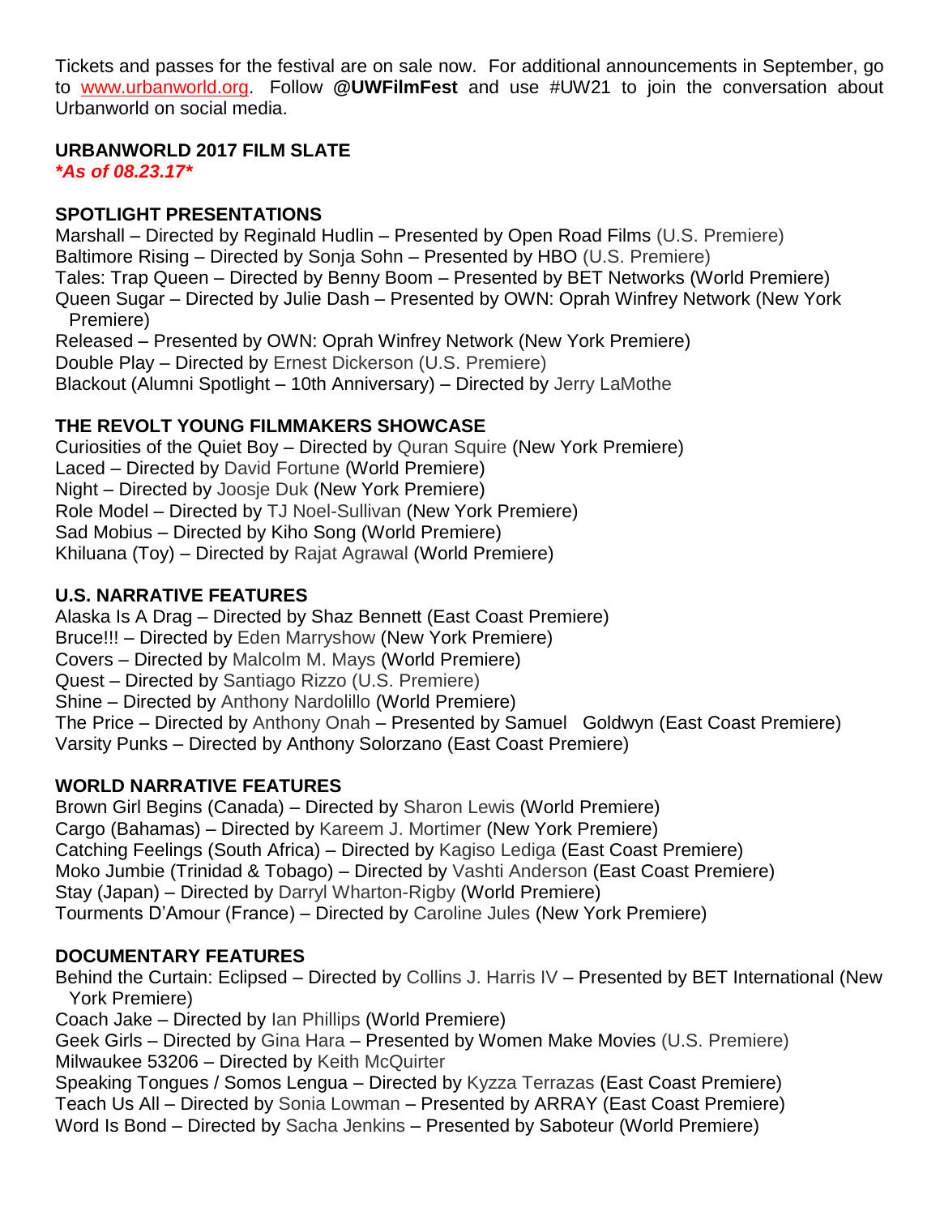Tickets and passes for the festival are on sale now. For additional announcements in September, go to www.urbanworld.org. Follow **@UWFilmFest** and use #UW21 to join the conversation about Urbanworld on social media.

**URBANWORLD 2017 FILM SLATE**
***As of 08.23.17***

**SPOTLIGHT PRESENTATIONS**

Marshall – Directed by Reginald Hudlin – Presented by Open Road Films (U.S. Premiere)
Baltimore Rising – Directed by Sonja Sohn – Presented by HBO (U.S. Premiere)
Tales: Trap Queen – Directed by Benny Boom – Presented by BET Networks (World Premiere)
Queen Sugar – Directed by Julie Dash – Presented by OWN: Oprah Winfrey Network (New York Premiere)
Released – Presented by OWN: Oprah Winfrey Network (New York Premiere)
Double Play – Directed by Ernest Dickerson (U.S. Premiere)
Blackout (Alumni Spotlight – 10th Anniversary) – Directed by Jerry LaMothe

**THE REVOLT YOUNG FILMMAKERS SHOWCASE**

Curiosities of the Quiet Boy – Directed by Quran Squire (New York Premiere)
Laced – Directed by David Fortune (World Premiere)
Night – Directed by Joosje Duk (New York Premiere)
Role Model – Directed by TJ Noel-Sullivan (New York Premiere)
Sad Mobius – Directed by Kiho Song (World Premiere)
Khiluana (Toy) – Directed by Rajat Agrawal (World Premiere)

**U.S. NARRATIVE FEATURES**

Alaska Is A Drag – Directed by Shaz Bennett (East Coast Premiere)
Bruce!!! – Directed by Eden Marryshow (New York Premiere)
Covers – Directed by Malcolm M. Mays (World Premiere)
Quest – Directed by Santiago Rizzo (U.S. Premiere)
Shine – Directed by Anthony Nardolillo (World Premiere)
The Price – Directed by Anthony Onah – Presented by Samuel Goldwyn (East Coast Premiere)
Varsity Punks – Directed by Anthony Solorzano (East Coast Premiere)

**WORLD NARRATIVE FEATURES**

Brown Girl Begins (Canada) – Directed by Sharon Lewis (World Premiere)
Cargo (Bahamas) – Directed by Kareem J. Mortimer (New York Premiere)
Catching Feelings (South Africa) – Directed by Kagiso Lediga (East Coast Premiere)
Moko Jumbie (Trinidad & Tobago) – Directed by Vashti Anderson (East Coast Premiere)
Stay (Japan) – Directed by Darryl Wharton-Rigby (World Premiere)
Tourments D'Amour (France) – Directed by Caroline Jules (New York Premiere)

**DOCUMENTARY FEATURES**

Behind the Curtain: Eclipsed – Directed by Collins J. Harris IV – Presented by BET International (New York Premiere)
Coach Jake – Directed by Ian Phillips (World Premiere)
Geek Girls – Directed by Gina Hara – Presented by Women Make Movies (U.S. Premiere)
Milwaukee 53206 – Directed by Keith McQuirter
Speaking Tongues / Somos Lengua – Directed by Kyzza Terrazas (East Coast Premiere)
Teach Us All – Directed by Sonia Lowman – Presented by ARRAY (East Coast Premiere)
Word Is Bond – Directed by Sacha Jenkins – Presented by Saboteur (World Premiere)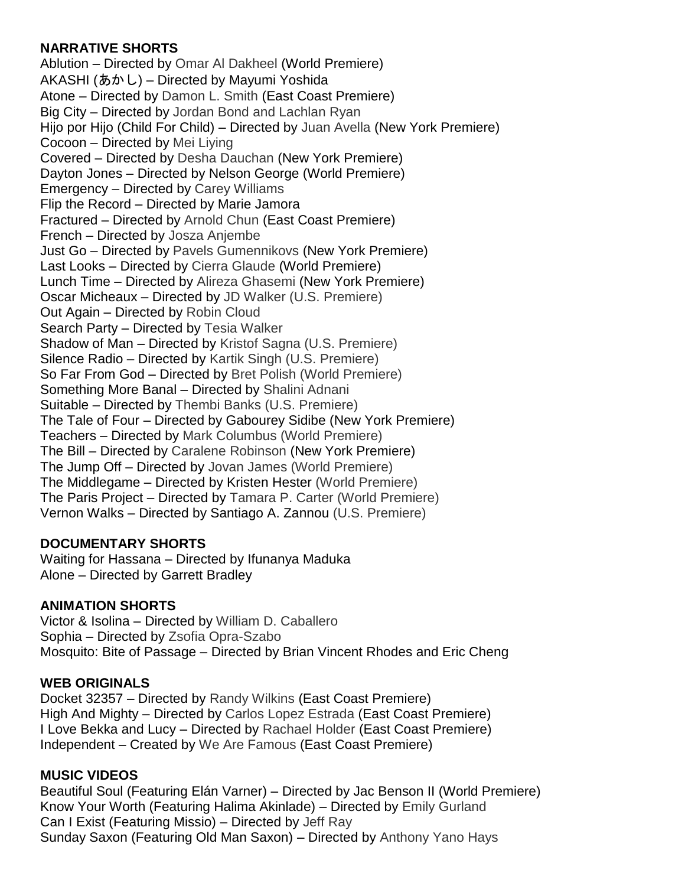**NARRATIVE SHORTS**

Ablution – Directed by Omar Al Dakheel (World Premiere)
AKASHI (あかし) – Directed by Mayumi Yoshida
Atone – Directed by Damon L. Smith (East Coast Premiere)
Big City – Directed by Jordan Bond and Lachlan Ryan
Hijo por Hijo (Child For Child) – Directed by Juan Avella (New York Premiere)
Cocoon – Directed by Mei Liying
Covered – Directed by Desha Dauchan (New York Premiere)
Dayton Jones – Directed by Nelson George (World Premiere)
Emergency – Directed by Carey Williams
Flip the Record – Directed by Marie Jamora
Fractured – Directed by Arnold Chun (East Coast Premiere)
French – Directed by Josza Anjembe
Just Go – Directed by Pavels Gumennikovs (New York Premiere)
Last Looks – Directed by Cierra Glaude (World Premiere)
Lunch Time – Directed by Alireza Ghasemi (New York Premiere)
Oscar Micheaux – Directed by JD Walker (U.S. Premiere)
Out Again – Directed by Robin Cloud
Search Party – Directed by Tesia Walker
Shadow of Man – Directed by Kristof Sagna (U.S. Premiere)
Silence Radio – Directed by Kartik Singh (U.S. Premiere)
So Far From God – Directed by Bret Polish (World Premiere)
Something More Banal – Directed by Shalini Adnani
Suitable – Directed by Thembi Banks (U.S. Premiere)
The Tale of Four – Directed by Gabourey Sidibe (New York Premiere)
Teachers – Directed by Mark Columbus (World Premiere)
The Bill – Directed by Caralene Robinson (New York Premiere)
The Jump Off – Directed by Jovan James (World Premiere)
The Middlegame – Directed by Kristen Hester (World Premiere)
The Paris Project – Directed by Tamara P. Carter (World Premiere)
Vernon Walks – Directed by Santiago A. Zannou (U.S. Premiere)

**DOCUMENTARY SHORTS**

Waiting for Hassana – Directed by Ifunanya Maduka
Alone – Directed by Garrett Bradley

**ANIMATION SHORTS**

Victor & Isolina – Directed by William D. Caballero
Sophia – Directed by Zsofia Opra-Szabo
Mosquito: Bite of Passage – Directed by Brian Vincent Rhodes and Eric Cheng

**WEB ORIGINALS**

Docket 32357 – Directed by Randy Wilkins (East Coast Premiere)
High And Mighty – Directed by Carlos Lopez Estrada (East Coast Premiere)
I Love Bekka and Lucy – Directed by Rachael Holder (East Coast Premiere)
Independent – Created by We Are Famous (East Coast Premiere)

**MUSIC VIDEOS**

Beautiful Soul (Featuring Elán Varner) – Directed by Jac Benson II (World Premiere)
Know Your Worth (Featuring Halima Akinlade) – Directed by Emily Gurland
Can I Exist (Featuring Missio) – Directed by Jeff Ray
Sunday Saxon (Featuring Old Man Saxon) – Directed by Anthony Yano Hays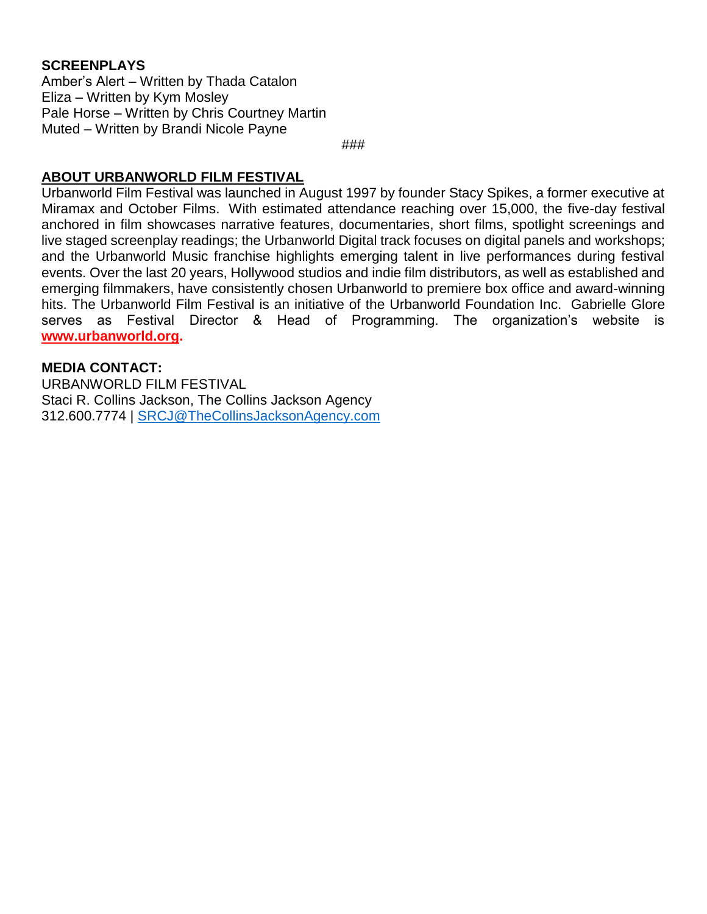**SCREENPLAYS**

Amber's Alert – Written by Thada Catalon
Eliza – Written by Kym Mosley
Pale Horse – Written by Chris Courtney Martin
Muted – Written by Brandi Nicole Payne

###

## ABOUT URBANWORLD FILM FESTIVAL

Urbanworld Film Festival was launched in August 1997 by founder Stacy Spikes, a former executive at Miramax and October Films. With estimated attendance reaching over 15,000, the five-day festival anchored in film showcases narrative features, documentaries, short films, spotlight screenings and live staged screenplay readings; the Urbanworld Digital track focuses on digital panels and workshops; and the Urbanworld Music franchise highlights emerging talent in live performances during festival events. Over the last 20 years, Hollywood studios and indie film distributors, as well as established and emerging filmmakers, have consistently chosen Urbanworld to premiere box office and award-winning hits. The Urbanworld Film Festival is an initiative of the Urbanworld Foundation Inc. Gabrielle Glore serves as Festival Director & Head of Programming. The organization's website is **www.urbanworld.org.**

**MEDIA CONTACT:**

URBANWORLD FILM FESTIVAL
Staci R. Collins Jackson, The Collins Jackson Agency
312.600.7774 | SRCJ@TheCollinsJacksonAgency.com